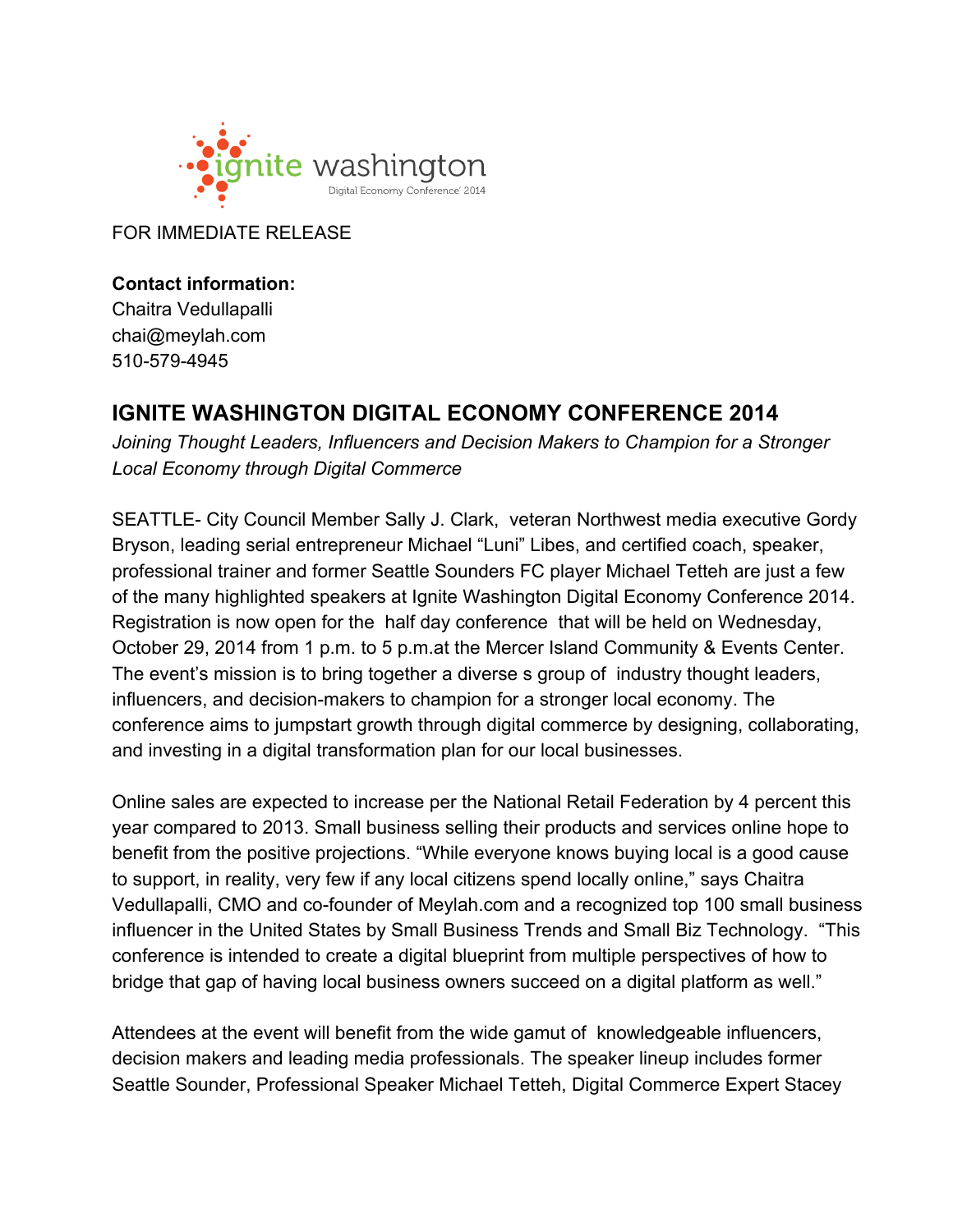ignite washington
Digital Economy Conference 2014

FOR IMMEDIATE RELEASE

**Contact information:**
Chaitra Vedullapalli
chai@meylah.com
510-579-4945

## IGNITE WASHINGTON DIGITAL ECONOMY CONFERENCE 2014

*Joining Thought Leaders, Influencers and Decision Makers to Champion for a Stronger Local Economy through Digital Commerce*

SEATTLE- City Council Member Sally J. Clark, veteran Northwest media executive Gordy Bryson, leading serial entrepreneur Michael "Luni" Libes, and certified coach, speaker, professional trainer and former Seattle Sounders FC player Michael Tetteh are just a few of the many highlighted speakers at Ignite Washington Digital Economy Conference 2014. Registration is now open for the half day conference that will be held on Wednesday, October 29, 2014 from 1 p.m. to 5 p.m.at the Mercer Island Community & Events Center. The event's mission is to bring together a diverse s group of industry thought leaders, influencers, and decision-makers to champion for a stronger local economy. The conference aims to jumpstart growth through digital commerce by designing, collaborating, and investing in a digital transformation plan for our local businesses.

Online sales are expected to increase per the National Retail Federation by 4 percent this year compared to 2013. Small business selling their products and services online hope to benefit from the positive projections. "While everyone knows buying local is a good cause to support, in reality, very few if any local citizens spend locally online," says Chaitra Vedullapalli, CMO and co-founder of Meylah.com and a recognized top 100 small business influencer in the United States by Small Business Trends and Small Biz Technology. "This conference is intended to create a digital blueprint from multiple perspectives of how to bridge that gap of having local business owners succeed on a digital platform as well."

Attendees at the event will benefit from the wide gamut of knowledgeable influencers, decision makers and leading media professionals. The speaker lineup includes former Seattle Sounder, Professional Speaker Michael Tetteh, Digital Commerce Expert Stacey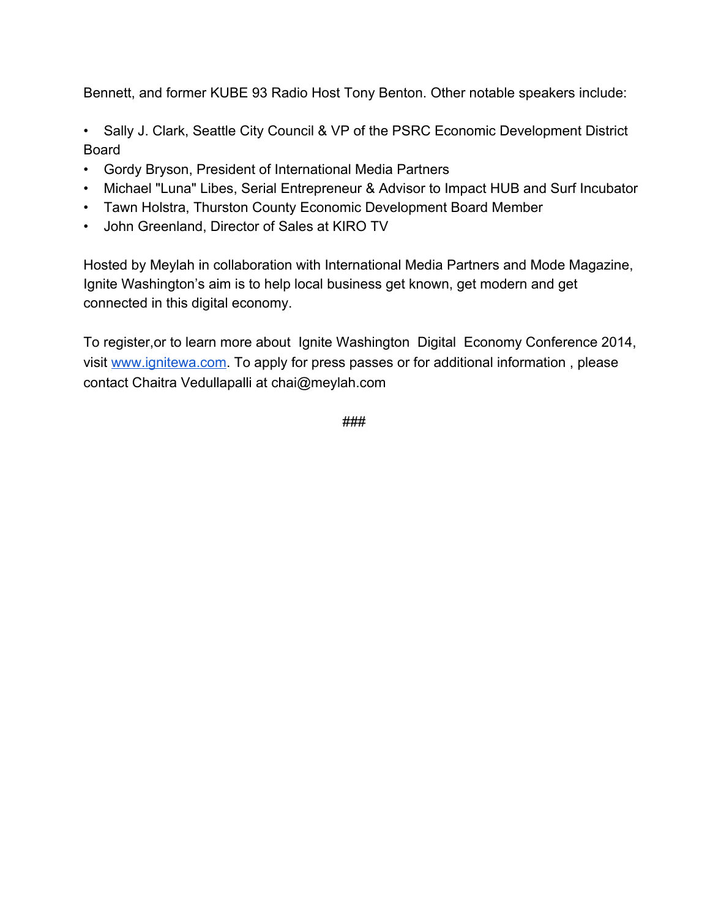Bennett, and former KUBE 93 Radio Host Tony Benton. Other notable speakers include:

- Sally J. Clark, Seattle City Council & VP of the PSRC Economic Development District Board
- Gordy Bryson, President of International Media Partners
- Michael "Luna" Libes, Serial Entrepreneur & Advisor to Impact HUB and Surf Incubator
- Tawn Holstra, Thurston County Economic Development Board Member
- John Greenland, Director of Sales at KIRO TV

Hosted by Meylah in collaboration with International Media Partners and Mode Magazine, Ignite Washington's aim is to help local business get known, get modern and get connected in this digital economy.

To register,or to learn more about Ignite Washington Digital Economy Conference 2014, visit [www.ignitewa.com](http://www.ignitewa.com). To apply for press passes or for additional information , please contact Chaitra Vedullapalli at chai@meylah.com

###